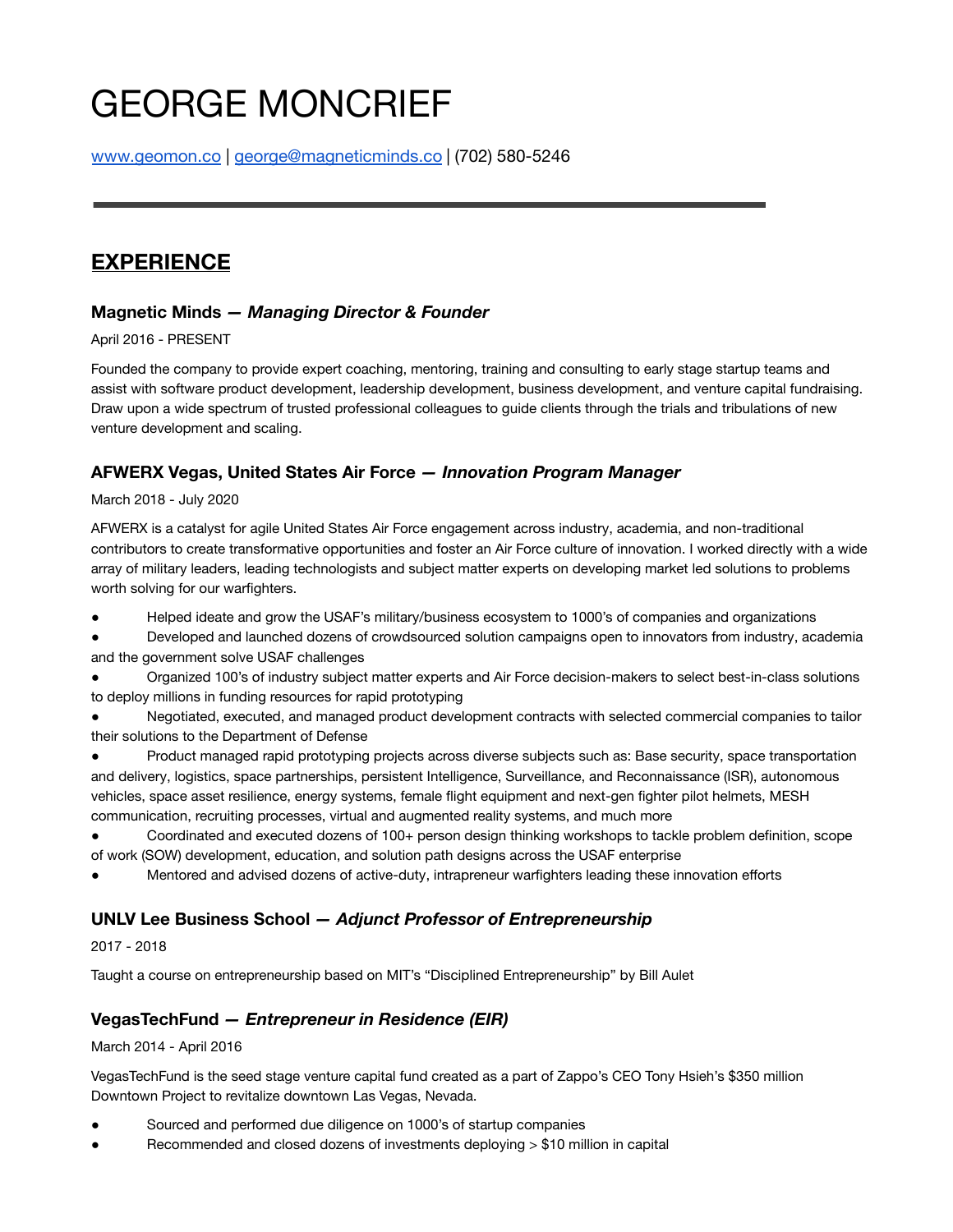# GEORGE MONCRIEF

[www.geomon.co](http://www.geomon.co) | [george@magneticminds.co](mailto:george@magneticminds.co) | (702) 580-5246

---

## EXPERIENCE

### Magnetic Minds — *Managing Director & Founder*

April 2016 - PRESENT

Founded the company to provide expert coaching, mentoring, training and consulting to early stage startup teams and assist with software product development, leadership development, business development, and venture capital fundraising. Draw upon a wide spectrum of trusted professional colleagues to guide clients through the trials and tribulations of new venture development and scaling.

### AFWERX Vegas, United States Air Force — *Innovation Program Manager*

March 2018 - July 2020

AFWERX is a catalyst for agile United States Air Force engagement across industry, academia, and non-traditional contributors to create transformative opportunities and foster an Air Force culture of innovation. I worked directly with a wide array of military leaders, leading technologists and subject matter experts on developing market led solutions to problems worth solving for our warfighters.

- Helped ideate and grow the USAF's military/business ecosystem to 1000's of companies and organizations
- Developed and launched dozens of crowdsourced solution campaigns open to innovators from industry, academia and the government solve USAF challenges
- Organized 100's of industry subject matter experts and Air Force decision-makers to select best-in-class solutions to deploy millions in funding resources for rapid prototyping
- Negotiated, executed, and managed product development contracts with selected commercial companies to tailor their solutions to the Department of Defense
- Product managed rapid prototyping projects across diverse subjects such as: Base security, space transportation and delivery, logistics, space partnerships, persistent Intelligence, Surveillance, and Reconnaissance (ISR), autonomous vehicles, space asset resilience, energy systems, female flight equipment and next-gen fighter pilot helmets, MESH communication, recruiting processes, virtual and augmented reality systems, and much more
- Coordinated and executed dozens of 100+ person design thinking workshops to tackle problem definition, scope of work (SOW) development, education, and solution path designs across the USAF enterprise
- Mentored and advised dozens of active-duty, intrapreneur warfighters leading these innovation efforts

### UNLV Lee Business School — *Adjunct Professor of Entrepreneurship*

2017 - 2018

Taught a course on entrepreneurship based on MIT's "Disciplined Entrepreneurship" by Bill Aulet

### VegasTechFund — *Entrepreneur in Residence (EIR)*

March 2014 - April 2016

VegasTechFund is the seed stage venture capital fund created as a part of Zappo's CEO Tony Hsieh's $350 million Downtown Project to revitalize downtown Las Vegas, Nevada.

- Sourced and performed due diligence on 1000's of startup companies
- Recommended and closed dozens of investments deploying > $10 million in capital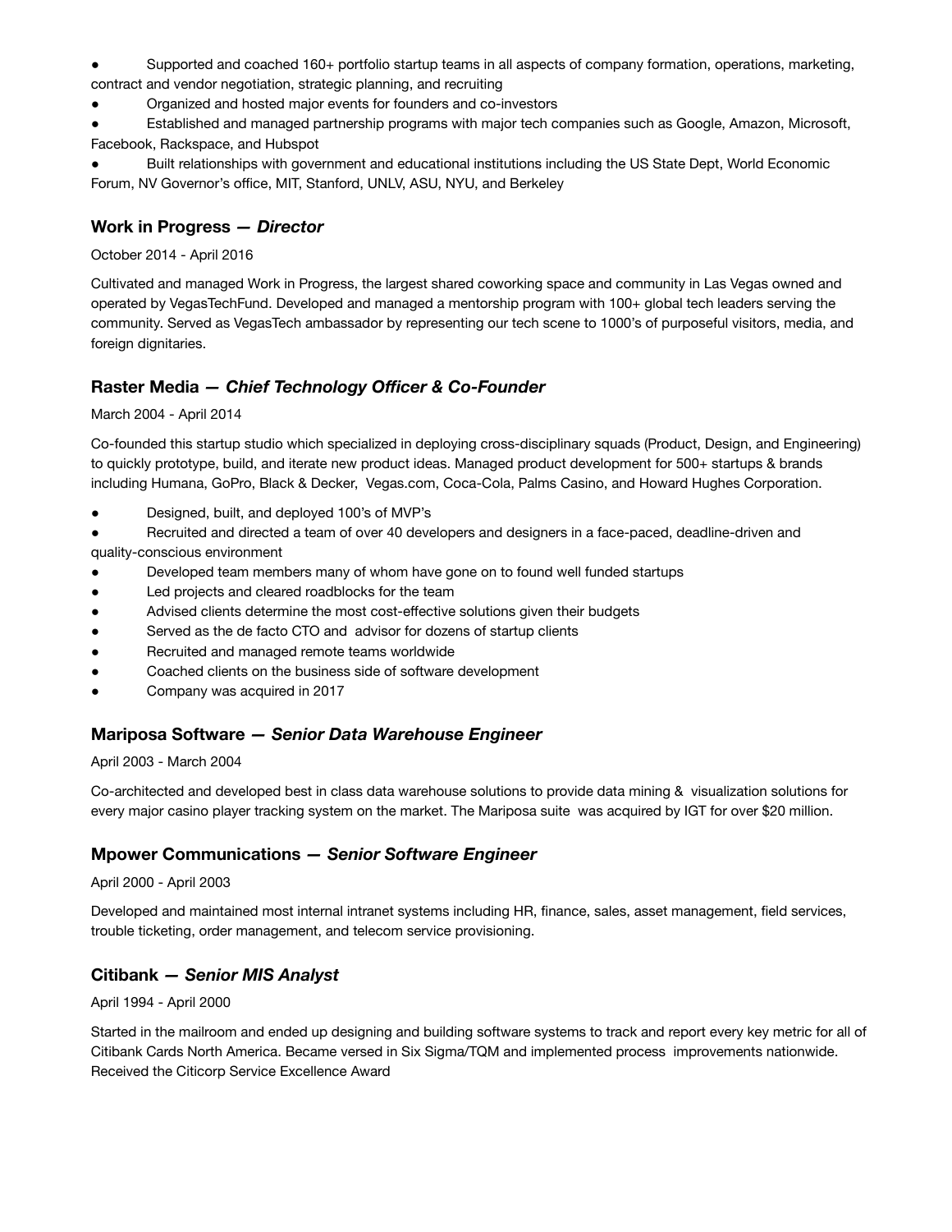- Supported and coached 160+ portfolio startup teams in all aspects of company formation, operations, marketing, contract and vendor negotiation, strategic planning, and recruiting
- Organized and hosted major events for founders and co-investors
- Established and managed partnership programs with major tech companies such as Google, Amazon, Microsoft, Facebook, Rackspace, and Hubspot
- Built relationships with government and educational institutions including the US State Dept, World Economic Forum, NV Governor's office, MIT, Stanford, UNLV, ASU, NYU, and Berkeley

### Work in Progress — *Director*

October 2014 - April 2016

Cultivated and managed Work in Progress, the largest shared coworking space and community in Las Vegas owned and operated by VegasTechFund. Developed and managed a mentorship program with 100+ global tech leaders serving the community. Served as VegasTech ambassador by representing our tech scene to 1000's of purposeful visitors, media, and foreign dignitaries.

### Raster Media — *Chief Technology Officer & Co-Founder*

March 2004 - April 2014

Co-founded this startup studio which specialized in deploying cross-disciplinary squads (Product, Design, and Engineering) to quickly prototype, build, and iterate new product ideas. Managed product development for 500+ startups & brands including Humana, GoPro, Black & Decker, Vegas.com, Coca-Cola, Palms Casino, and Howard Hughes Corporation.

- Designed, built, and deployed 100's of MVP's
- Recruited and directed a team of over 40 developers and designers in a face-paced, deadline-driven and quality-conscious environment
- Developed team members many of whom have gone on to found well funded startups
- Led projects and cleared roadblocks for the team
- Advised clients determine the most cost-effective solutions given their budgets
- Served as the de facto CTO and advisor for dozens of startup clients
- Recruited and managed remote teams worldwide
- Coached clients on the business side of software development
- Company was acquired in 2017

### Mariposa Software — *Senior Data Warehouse Engineer*

April 2003 - March 2004

Co-architected and developed best in class data warehouse solutions to provide data mining & visualization solutions for every major casino player tracking system on the market. The Mariposa suite was acquired by IGT for over $20 million.

### Mpower Communications — *Senior Software Engineer*

April 2000 - April 2003

Developed and maintained most internal intranet systems including HR, finance, sales, asset management, field services, trouble ticketing, order management, and telecom service provisioning.

### Citibank — *Senior MIS Analyst*

April 1994 - April 2000

Started in the mailroom and ended up designing and building software systems to track and report every key metric for all of Citibank Cards North America. Became versed in Six Sigma/TQM and implemented process improvements nationwide. Received the Citicorp Service Excellence Award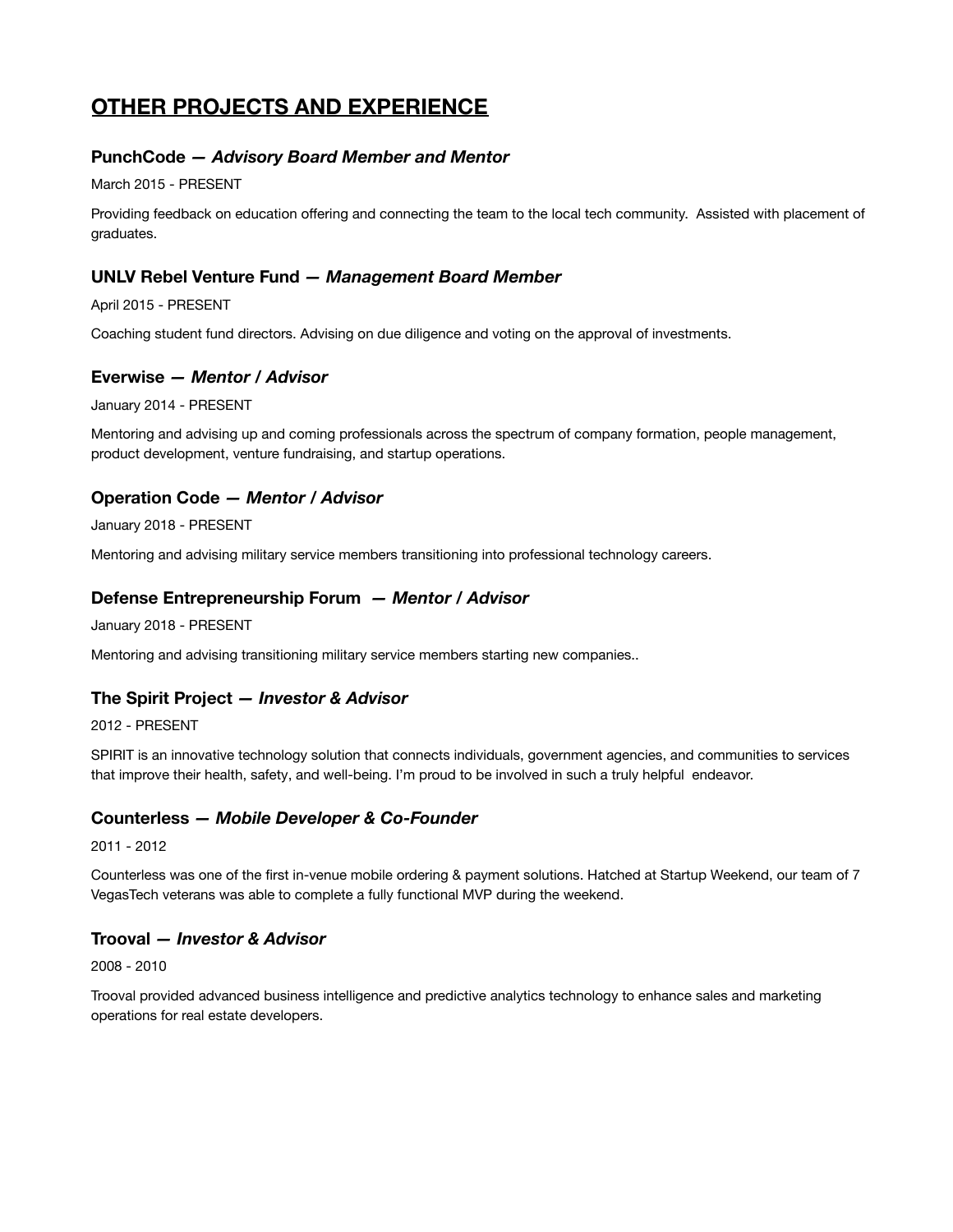# OTHER PROJECTS AND EXPERIENCE

### PunchCode — *Advisory Board Member and Mentor*

March 2015 - PRESENT

Providing feedback on education offering and connecting the team to the local tech community. Assisted with placement of graduates.

### UNLV Rebel Venture Fund — *Management Board Member*

April 2015 - PRESENT

Coaching student fund directors. Advising on due diligence and voting on the approval of investments.

### Everwise — *Mentor / Advisor*

January 2014 - PRESENT

Mentoring and advising up and coming professionals across the spectrum of company formation, people management, product development, venture fundraising, and startup operations.

### Operation Code — *Mentor / Advisor*

January 2018 - PRESENT

Mentoring and advising military service members transitioning into professional technology careers.

### Defense Entrepreneurship Forum — *Mentor / Advisor*

January 2018 - PRESENT

Mentoring and advising transitioning military service members starting new companies..

### The Spirit Project — *Investor & Advisor*

2012 - PRESENT

SPIRIT is an innovative technology solution that connects individuals, government agencies, and communities to services that improve their health, safety, and well-being. I'm proud to be involved in such a truly helpful endeavor.

### Counterless — *Mobile Developer & Co-Founder*

2011 - 2012

Counterless was one of the first in-venue mobile ordering & payment solutions. Hatched at Startup Weekend, our team of 7 VegasTech veterans was able to complete a fully functional MVP during the weekend.

### Trooval — *Investor & Advisor*

2008 - 2010

Trooval provided advanced business intelligence and predictive analytics technology to enhance sales and marketing operations for real estate developers.